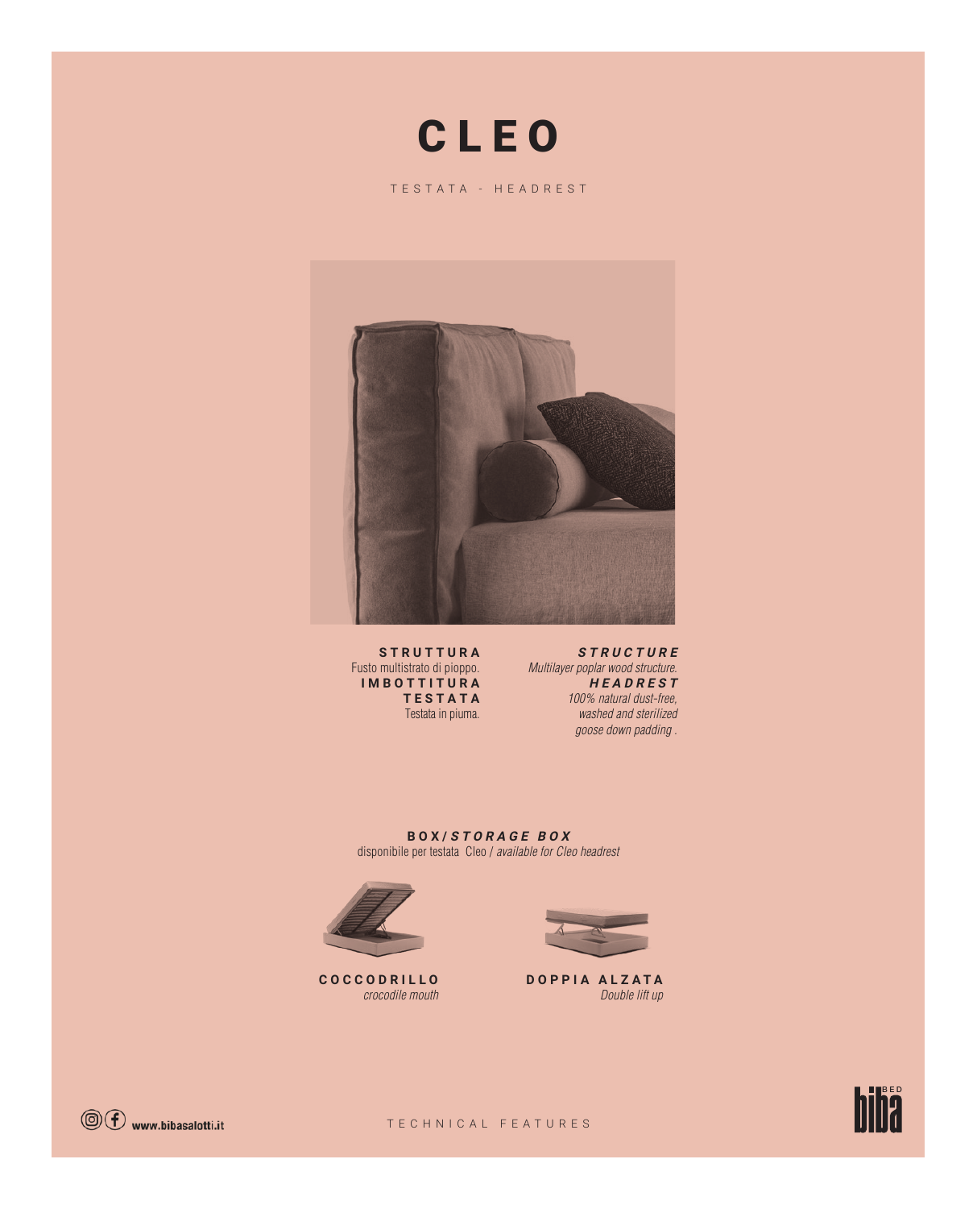# CLEO

TESTATA - HEADREST

**STRUTTURA**
Fusto multistrato di pioppo.

**IMBOTTITURA TESTATA**
Testata in piuma.

***STRUCTURE***
*Multilayer poplar wood structure.*

***HEADREST***
*100% natural dust-free, washed and sterilized goose down padding .*

**BOX/*STORAGE BOX***
disponibile per testata Cleo / *available for Cleo headrest*

**COCCODRILLO**
*crocodile mouth*

**DOPPIA ALZATA**
*Double lift up*

www.bibasalotti.it

TECHNICAL FEATURES

biba BED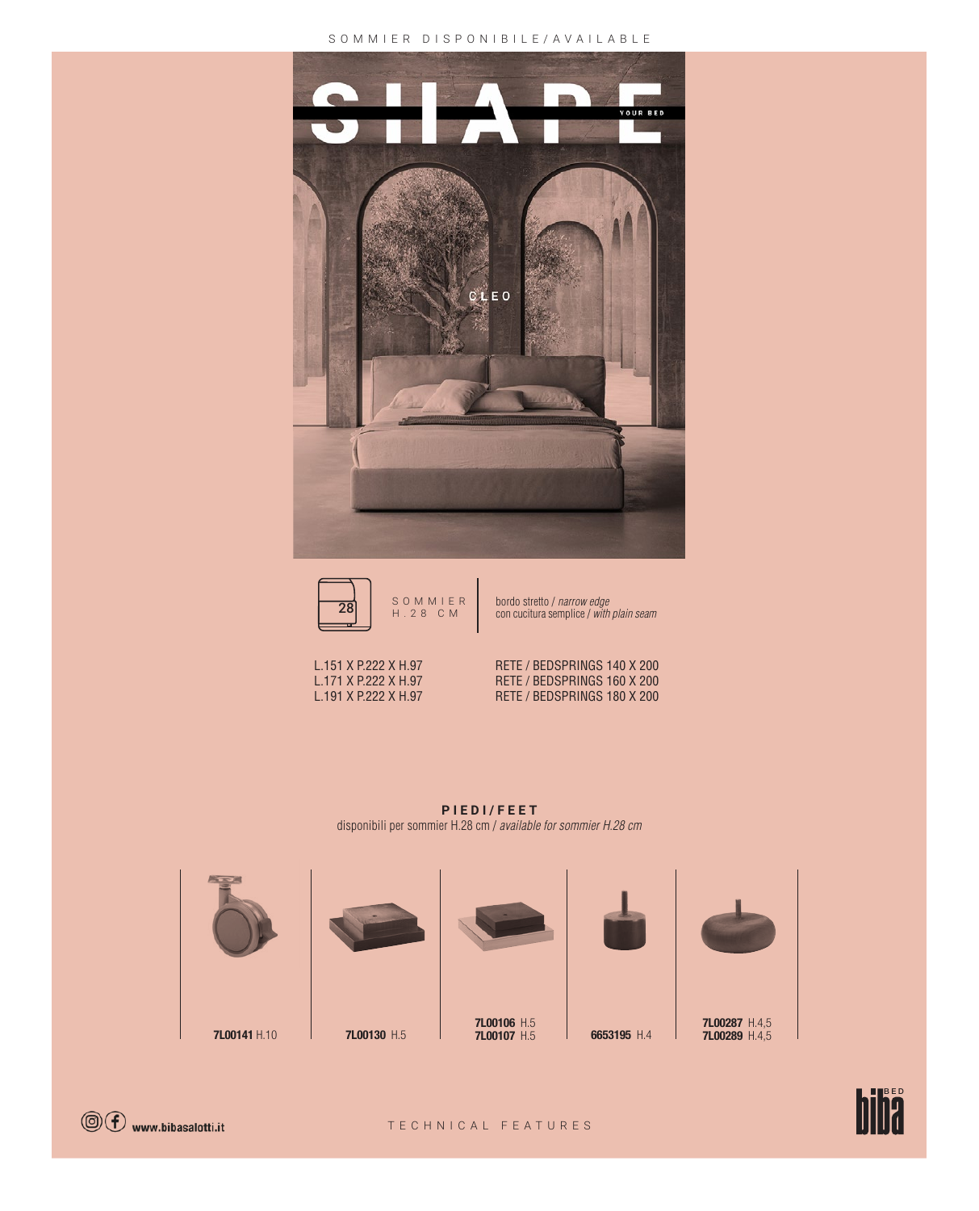SOMMIER DISPONIBILE/AVAILABLE

# SHAPE

YOUR BED

CLEO

28

SOMMIER H.28 CM

bordo stretto / *narrow edge*
con cucitura semplice / *with plain seam*

| | |
|---|---|
| L.151 X P.222 X H.97 | RETE / BEDSPRINGS 140 X 200 |
| L.171 X P.222 X H.97 | RETE / BEDSPRINGS 160 X 200 |
| L.191 X P.222 X H.97 | RETE / BEDSPRINGS 180 X 200 |

## PIEDI/FEET

disponibili per sommier H.28 cm / *available for sommier H.28 cm*

| | | | | |
|---|---|---|---|---|
| **7L00141** H.10 | **7L00130** H.5 | **7L00106** H.5<br>**7L00107** H.5 | **6653195** H.4 | **7L00287** H.4,5<br>**7L00289** H.4,5 |

www.bibasalotti.it

TECHNICAL FEATURES

biba BED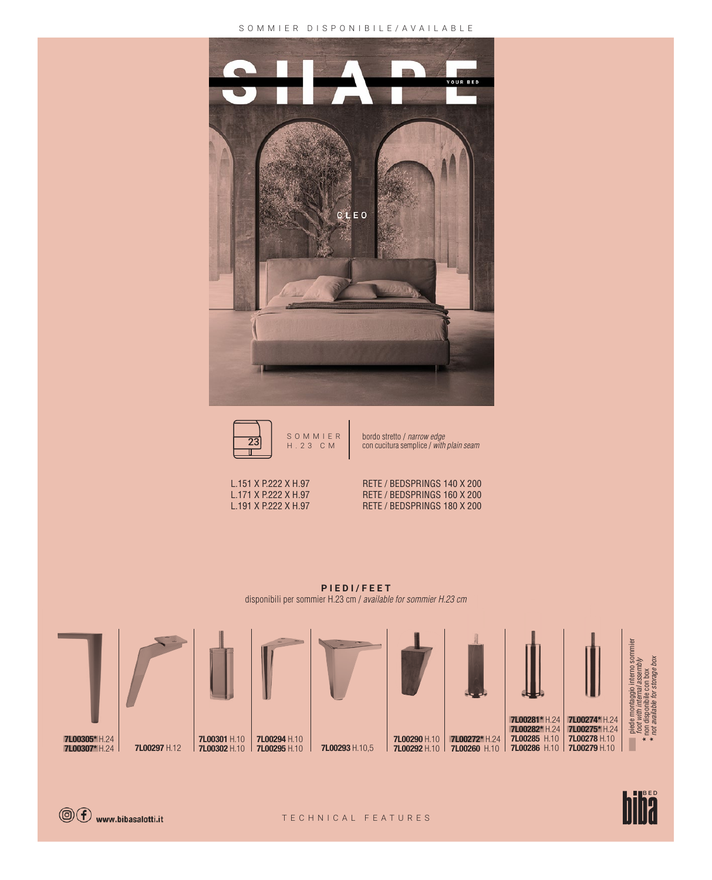SOMMIER DISPONIBILE/AVAILABLE

SHAPE YOUR BED

CLEO

23

SOMMIER H.23 CM

bordo stretto / *narrow edge*
con cucitura semplice / *with plain seam*

| | |
|---|---|
| L.151 X P.222 X H.97 | RETE / BEDSPRINGS 140 X 200 |
| L.171 X P.222 X H.97 | RETE / BEDSPRINGS 160 X 200 |
| L.191 X P.222 X H.97 | RETE / BEDSPRINGS 180 X 200 |

## PIEDI/FEET

disponibili per sommier H.23 cm / *available for sommier H.23 cm*

- **7L00305*** H.24 / **7L00307*** H.24
- **7L00297** H.12
- **7L00301** H.10 / **7L00302** H.10
- **7L00294** H.10 / **7L00295** H.10
- **7L00293** H.10,5
- **7L00290** H.10 / **7L00292** H.10
- **7L00272*** H.24 / **7L00260** H.10
- **7L00281*** H.24 / **7L00282*** H.24 / **7L00285** H.10 / **7L00286** H.10
- **7L00274*** H.24 / **7L00275*** H.24 / **7L00278** H.10 / **7L00279** H.10

piede montaggio interno sommier / *foot with internal assembly*
\* non disponibile con box / *not available for storage box*

www.bibasalotti.it

TECHNICAL FEATURES

biba BED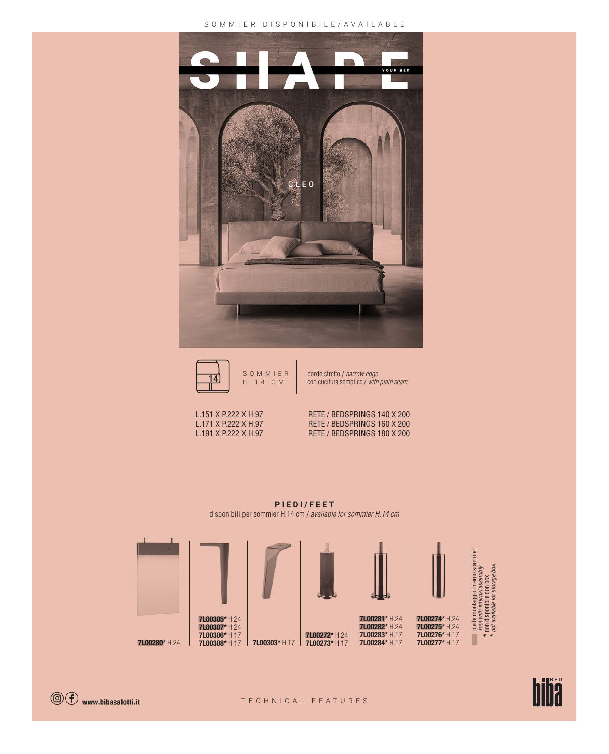SOMMIER DISPONIBILE/AVAILABLE

SHAPE YOUR BED

CLEO

SOMMIER H.14 CM

bordo stretto / *narrow edge*
con cucitura semplice / *with plain seam*

| | |
|---|---|
| L.151 X P.222 X H.97 | RETE / BEDSPRINGS 140 X 200 |
| L.171 X P.222 X H.97 | RETE / BEDSPRINGS 160 X 200 |
| L.191 X P.222 X H.97 | RETE / BEDSPRINGS 180 X 200 |

**PIEDI/FEET**

disponibili per sommier H.14 cm / *available for sommier H.14 cm*

| | | | | | |
|---|---|---|---|---|---|
| **7L00280*** H.24 | **7L00305*** H.24<br>**7L00307*** H.24<br>**7L00306*** H.17<br>**7L00308*** H.17 | **7L00303*** H.17 | **7L00272*** H.24<br>**7L00273*** H.17 | **7L00281*** H.24<br>**7L00282*** H.24<br>**7L00283*** H.17<br>**7L00284*** H.17 | **7L00274*** H.24<br>**7L00275*** H.24<br>**7L00276*** H.17<br>**7L00277*** H.17 |

piede montaggio interno sommier / *foot with internal assembly*

\* non disponibile con box / *not available for storage box*

TECHNICAL FEATURES

www.bibasalotti.it

biba BED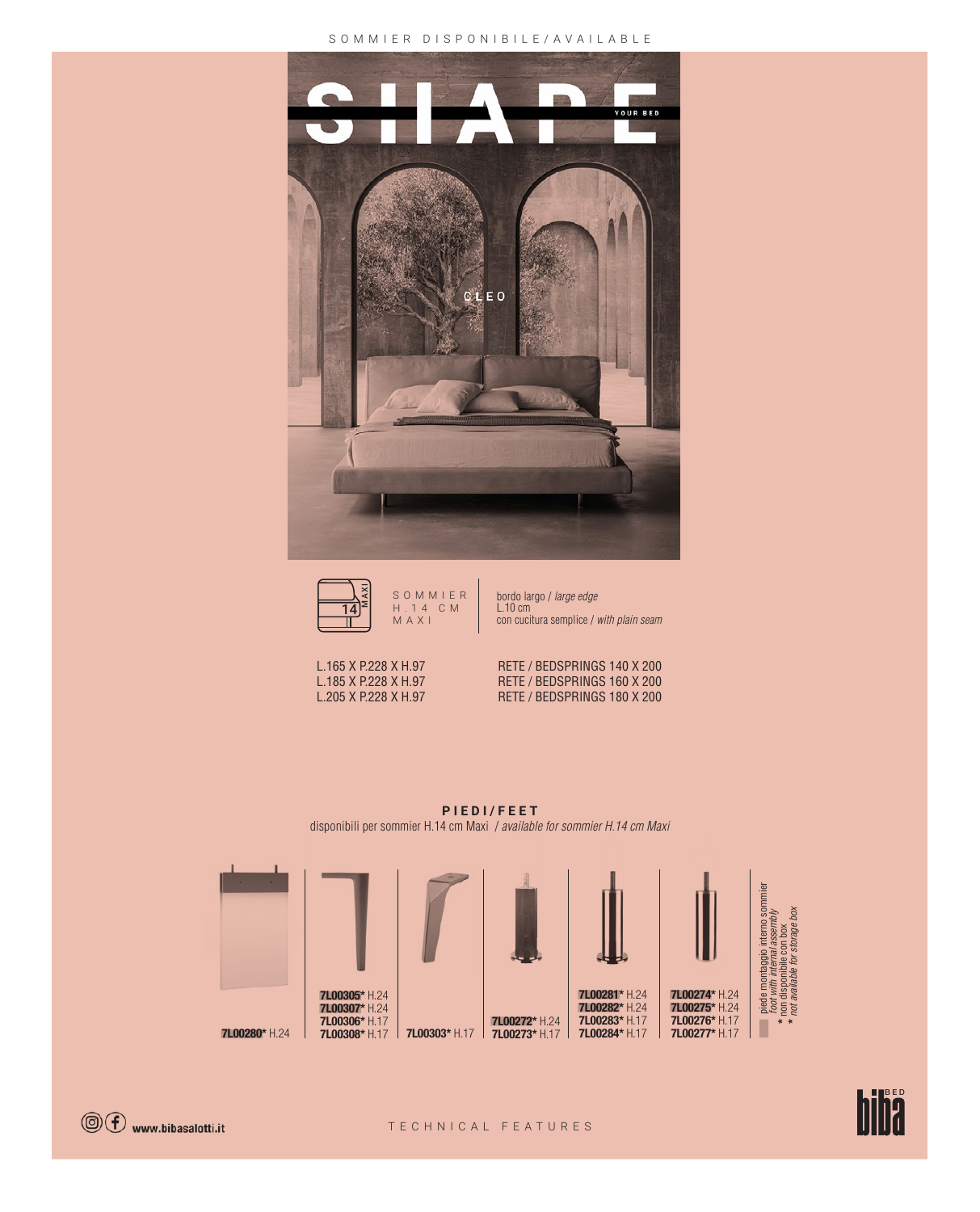SOMMIER DISPONIBILE/AVAILABLE

SHAPE YOUR BED

CLEO

SOMMIER H.14 CM MAXI

bordo largo / *large edge*
L.10 cm
con cucitura semplice / *with plain seam*

| Dimensioni | Rete |
|---|---|
| L.165 X P.228 X H.97 | RETE / BEDSPRINGS 140 X 200 |
| L.185 X P.228 X H.97 | RETE / BEDSPRINGS 160 X 200 |
| L.205 X P.228 X H.97 | RETE / BEDSPRINGS 180 X 200 |

## PIEDI/FEET

disponibili per sommier H.14 cm Maxi / *available for sommier H.14 cm Maxi*

| | | | | | |
|---|---|---|---|---|---|
| **7L00280*** H.24 | **7L00305*** H.24<br>**7L00307*** H.24<br>**7L00306*** H.17<br>**7L00308*** H.17 | **7L00303*** H.17 | **7L00272*** H.24<br>**7L00273*** H.17 | **7L00281*** H.24<br>**7L00282*** H.24<br>**7L00283*** H.17<br>**7L00284*** H.17 | **7L00274*** H.24<br>**7L00275*** H.24<br>**7L00276*** H.17<br>**7L00277*** H.17 |

piede montaggio interno sommier / *foot with internal assembly*

\* non disponibile con box / *not available for storage box*

www.bibasalotti.it

TECHNICAL FEATURES

biba BED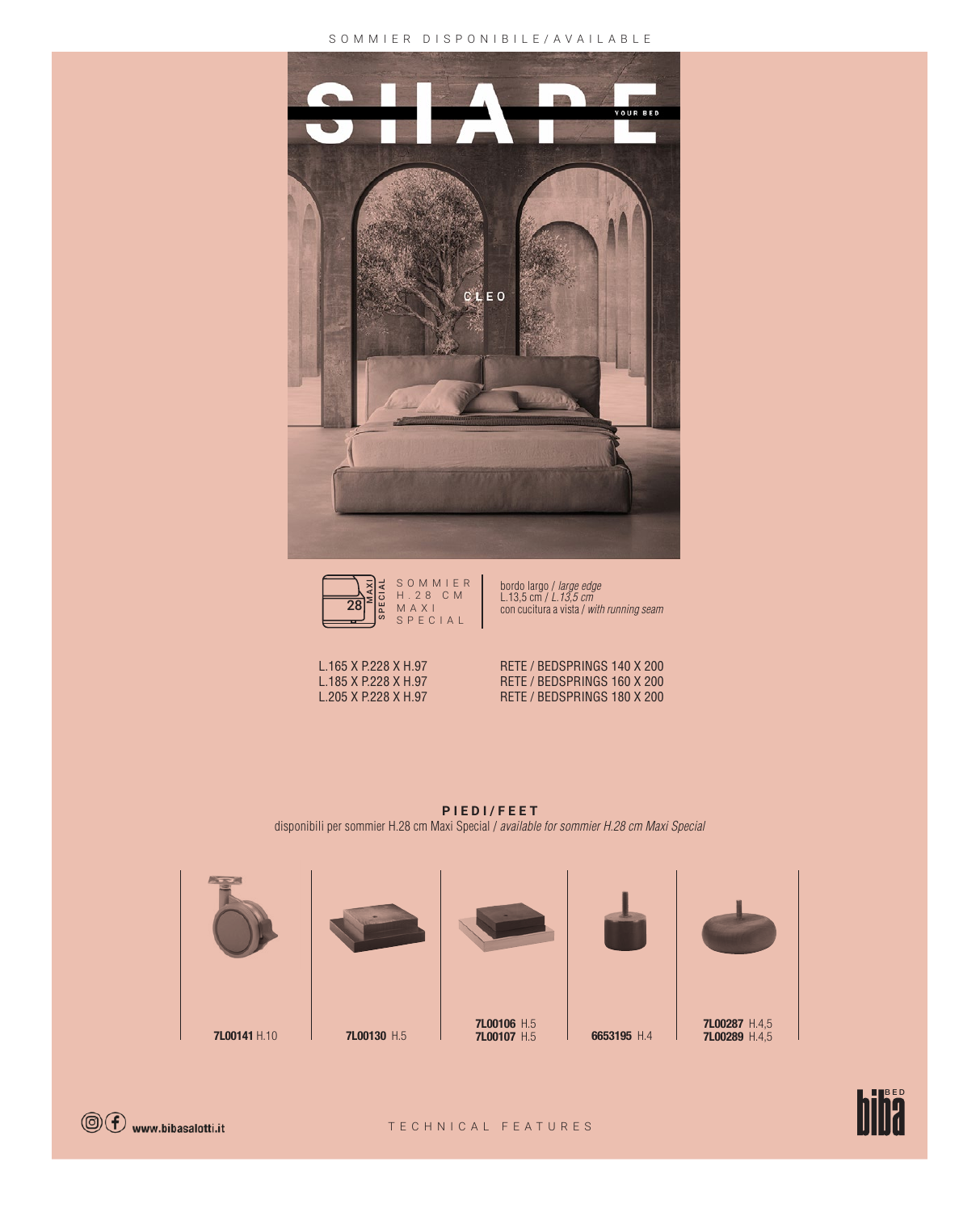SOMMIER DISPONIBILE/AVAILABLE

SHAPE YOUR BED

CLEO

28 MAXI SPECIAL

SOMMIER H.28 CM MAXI SPECIAL

bordo largo / *large edge*
L.13,5 cm / *L.13,5 cm*
con cucitura a vista / *with running seam*

| | |
|---|---|
| L.165 X P.228 X H.97 | RETE / BEDSPRINGS 140 X 200 |
| L.185 X P.228 X H.97 | RETE / BEDSPRINGS 160 X 200 |
| L.205 X P.228 X H.97 | RETE / BEDSPRINGS 180 X 200 |

**PIEDI/FEET**

disponibili per sommier H.28 cm Maxi Special / *available for sommier H.28 cm Maxi Special*

| | | | | |
|---|---|---|---|---|
| **7L00141** H.10 | **7L00130** H.5 | **7L00106** H.5<br>**7L00107** H.5 | **6653195** H.4 | **7L00287** H.4,5<br>**7L00289** H.4,5 |

www.bibasalotti.it

TECHNICAL FEATURES

biba BED